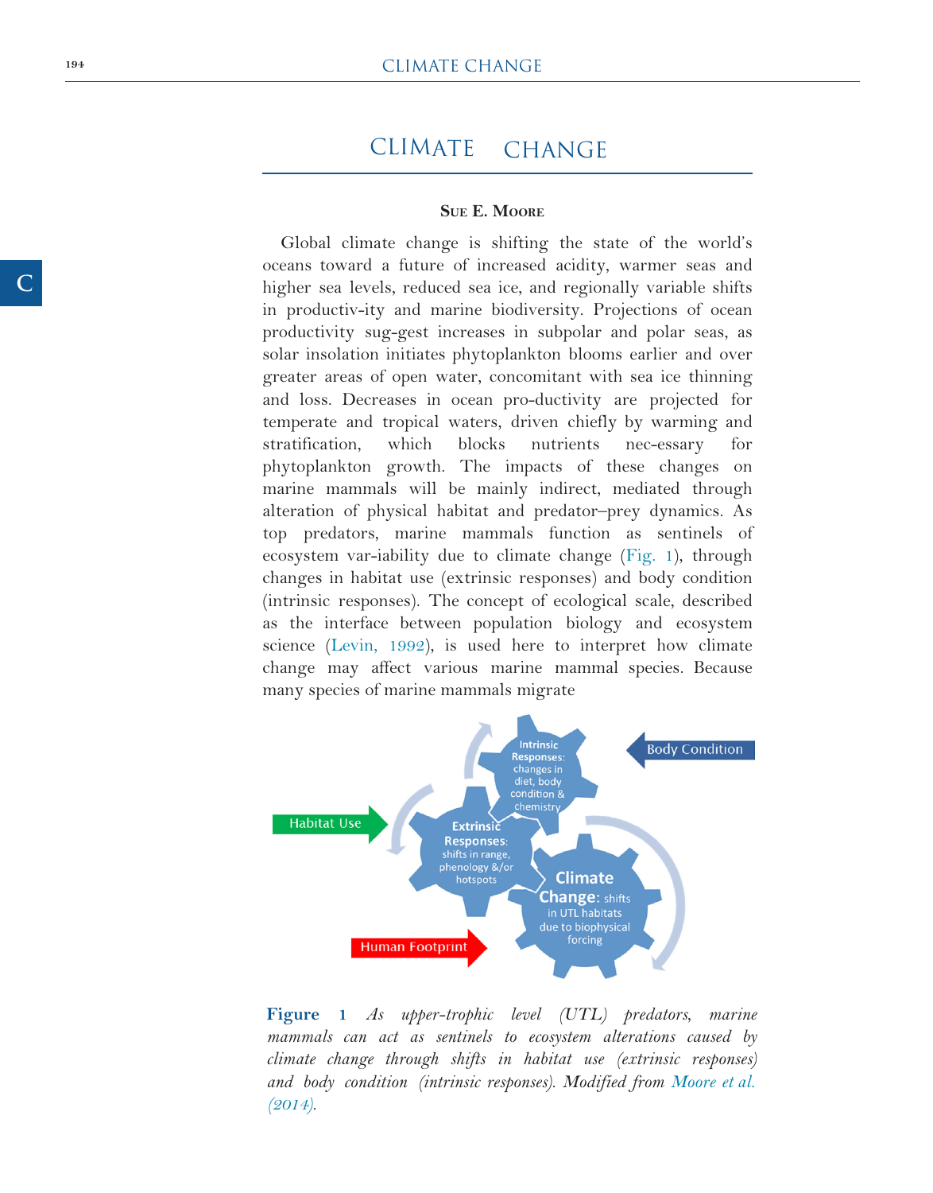# CLIMATE CHANGE

**Sue E. Moore**

Global climate change is shifting the state of the world's oceans toward a future of increased acidity, warmer seas and higher sea levels, reduced sea ice, and regionally variable shifts in productiv-ity and marine biodiversity. Projections of ocean productivity sug-gest increases in subpolar and polar seas, as solar insolation initiates phytoplankton blooms earlier and over greater areas of open water, concomitant with sea ice thinning and loss. Decreases in ocean pro-ductivity are projected for temperate and tropical waters, driven chiefly by warming and stratification, which blocks nutrients nec-essary for phytoplankton growth. The impacts of these changes on marine mammals will be mainly indirect, mediated through alteration of physical habitat and predator–prey dynamics. As top predators, marine mammals function as sentinels of ecosystem var-iability due to climate change (Fig. 1), through changes in habitat use (extrinsic responses) and body condition (intrinsic responses). The concept of ecological scale, described as the interface between population biology and ecosystem science (Levin, 1992), is used here to interpret how climate change may affect various marine mammal species. Because many species of marine mammals migrate

**Figure 1** *As upper-trophic level (UTL) predators, marine mammals can act as sentinels to ecosystem alterations caused by climate change through shifts in habitat use (extrinsic responses) and body condition (intrinsic responses). Modified from Moore et al. (2014).*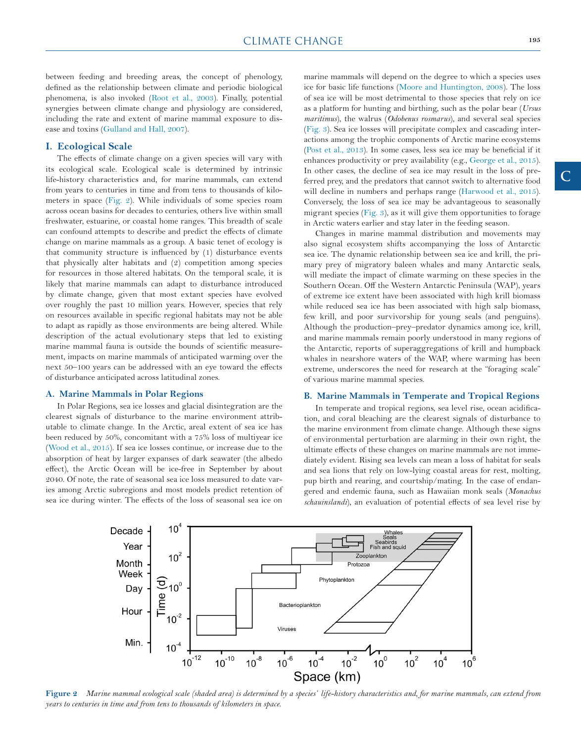between feeding and breeding areas, the concept of phenology, defined as the relationship between climate and periodic biological phenomena, is also invoked (Root et al., 2003). Finally, potential synergies between climate change and physiology are considered, including the rate and extent of marine mammal exposure to disease and toxins (Gulland and Hall, 2007).

## I. Ecological Scale

The effects of climate change on a given species will vary with its ecological scale. Ecological scale is determined by intrinsic life-history characteristics and, for marine mammals, can extend from years to centuries in time and from tens to thousands of kilometers in space (Fig. 2). While individuals of some species roam across ocean basins for decades to centuries, others live within small freshwater, estuarine, or coastal home ranges. This breadth of scale can confound attempts to describe and predict the effects of climate change on marine mammals as a group. A basic tenet of ecology is that community structure is influenced by (1) disturbance events that physically alter habitats and (2) competition among species for resources in those altered habitats. On the temporal scale, it is likely that marine mammals can adapt to disturbance introduced by climate change, given that most extant species have evolved over roughly the past 10 million years. However, species that rely on resources available in specific regional habitats may not be able to adapt as rapidly as those environments are being altered. While description of the actual evolutionary steps that led to existing marine mammal fauna is outside the bounds of scientific measurement, impacts on marine mammals of anticipated warming over the next 50–100 years can be addressed with an eye toward the effects of disturbance anticipated across latitudinal zones.

### A. Marine Mammals in Polar Regions

In Polar Regions, sea ice losses and glacial disintegration are the clearest signals of disturbance to the marine environment attributable to climate change. In the Arctic, areal extent of sea ice has been reduced by 50%, concomitant with a 75% loss of multiyear ice (Wood et al., 2015). If sea ice losses continue, or increase due to the absorption of heat by larger expanses of dark seawater (the albedo effect), the Arctic Ocean will be ice-free in September by about 2040. Of note, the rate of seasonal sea ice loss measured to date varies among Arctic subregions and most models predict retention of sea ice during winter. The effects of the loss of seasonal sea ice on marine mammals will depend on the degree to which a species uses ice for basic life functions (Moore and Huntington, 2008). The loss of sea ice will be most detrimental to those species that rely on ice as a platform for hunting and birthing, such as the polar bear (*Ursus maritimus*), the walrus (*Odobenus rosmarus*), and several seal species (Fig. 3). Sea ice losses will precipitate complex and cascading interactions among the trophic components of Arctic marine ecosystems (Post et al., 2013). In some cases, less sea ice may be beneficial if it enhances productivity or prey availability (e.g., George et al., 2015). In other cases, the decline of sea ice may result in the loss of preferred prey, and the predators that cannot switch to alternative food will decline in numbers and perhaps range (Harwood et al., 2015). Conversely, the loss of sea ice may be advantageous to seasonally migrant species (Fig. 3), as it will give them opportunities to forage in Arctic waters earlier and stay later in the feeding season.

Changes in marine mammal distribution and movements may also signal ecosystem shifts accompanying the loss of Antarctic sea ice. The dynamic relationship between sea ice and krill, the primary prey of migratory baleen whales and many Antarctic seals, will mediate the impact of climate warming on these species in the Southern Ocean. Off the Western Antarctic Peninsula (WAP), years of extreme ice extent have been associated with high krill biomass while reduced sea ice has been associated with high salp biomass, few krill, and poor survivorship for young seals (and penguins). Although the production–prey–predator dynamics among ice, krill, and marine mammals remain poorly understood in many regions of the Antarctic, reports of superaggregations of krill and humpback whales in nearshore waters of the WAP, where warming has been extreme, underscores the need for research at the "foraging scale" of various marine mammal species.

### B. Marine Mammals in Temperate and Tropical Regions

In temperate and tropical regions, sea level rise, ocean acidification, and coral bleaching are the clearest signals of disturbance to the marine environment from climate change. Although these signs of environmental perturbation are alarming in their own right, the ultimate effects of these changes on marine mammals are not immediately evident. Rising sea levels can mean a loss of habitat for seals and sea lions that rely on low-lying coastal areas for rest, molting, pup birth and rearing, and courtship/mating. In the case of endangered and endemic fauna, such as Hawaiian monk seals (*Monachus schauinslandi*), an evaluation of potential effects of sea level rise by

Decade
Year
Month
Week
Day
Hour
Min.
Time (d)
$10^4$
$10^2$
$10^0$
$10^{-2}$
$10^{-4}$
Whales
Seals
Seabirds
Fish and squid
Zooplankton
Protozoa
Phytoplankton
Bacterioplankton
Viruses
$10^{-12}$ $10^{-10}$ $10^{-8}$ $10^{-6}$ $10^{-4}$ $10^{-2}$ $10^0$ $10^2$ $10^4$ $10^6$
Space (km)

**Figure 2** *Marine mammal ecological scale (shaded area) is determined by a species' life-history characteristics and, for marine mammals, can extend from years to centuries in time and from tens to thousands of kilometers in space.*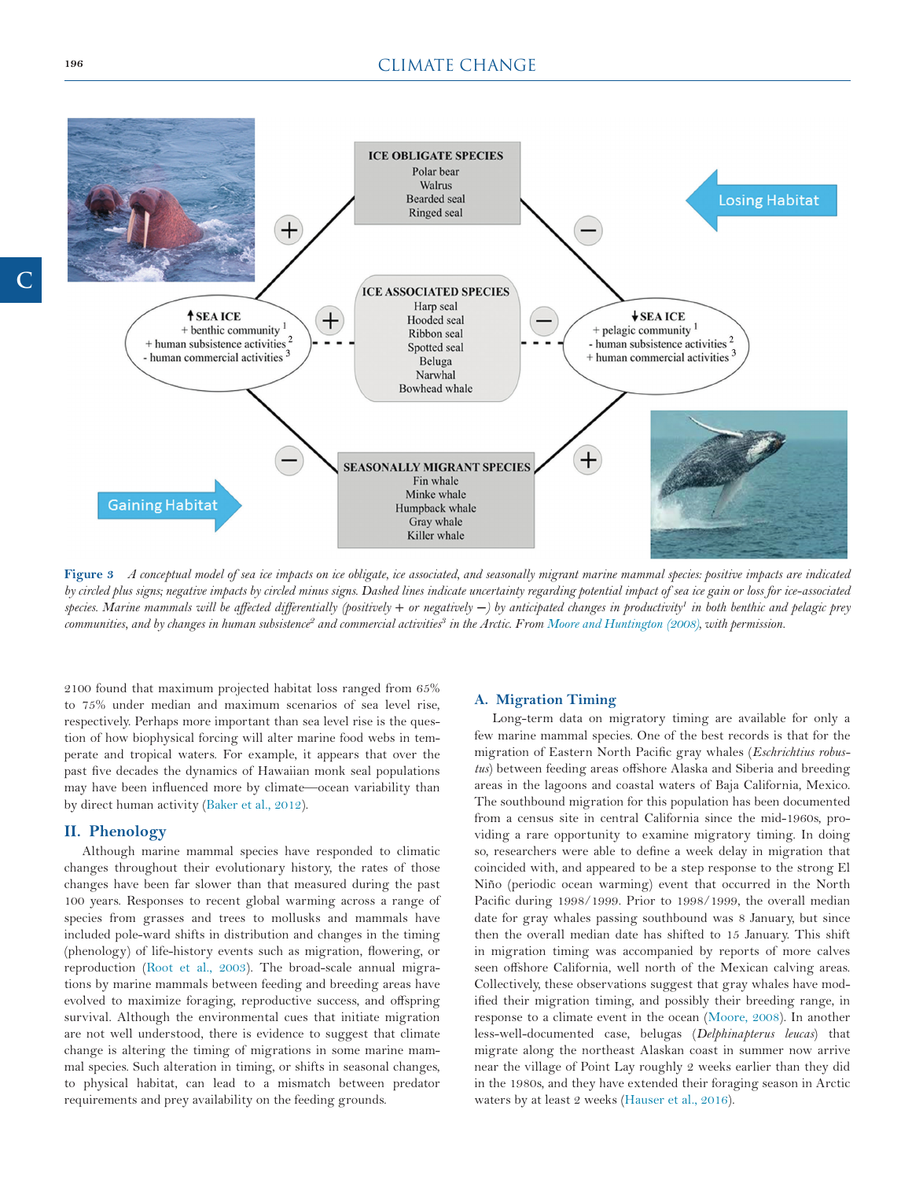ICE OBLIGATE SPECIES
Polar bear
Walrus
Bearded seal
Ringed seal

Losing Habitat

ICE ASSOCIATED SPECIES
Harp seal
Hooded seal
Ribbon seal
Spotted seal
Beluga
Narwhal
Bowhead whale

↑SEA ICE
+ benthic community [1]
+ human subsistence activities [2]
- human commercial activities [3]

↓SEA ICE
+ pelagic community [1]
- human subsistence activities [2]
+ human commercial activities [3]

SEASONALLY MIGRANT SPECIES
Fin whale
Minke whale
Humpback whale
Gray whale
Killer whale

Gaining Habitat

**Figure 3** *A conceptual model of sea ice impacts on ice obligate, ice associated, and seasonally migrant marine mammal species: positive impacts are indicated by circled plus signs; negative impacts by circled minus signs. Dashed lines indicate uncertainty regarding potential impact of sea ice gain or loss for ice-associated species. Marine mammals will be affected differentially (positively + or negatively −) by anticipated changes in productivity[1] in both benthic and pelagic prey communities, and by changes in human subsistence[2] and commercial activities[3] in the Arctic. From Moore and Huntington (2008), with permission.*

2100 found that maximum projected habitat loss ranged from 65% to 75% under median and maximum scenarios of sea level rise, respectively. Perhaps more important than sea level rise is the question of how biophysical forcing will alter marine food webs in temperate and tropical waters. For example, it appears that over the past five decades the dynamics of Hawaiian monk seal populations may have been influenced more by climate—ocean variability than by direct human activity (Baker et al., 2012).

## II. Phenology

Although marine mammal species have responded to climatic changes throughout their evolutionary history, the rates of those changes have been far slower than that measured during the past 100 years. Responses to recent global warming across a range of species from grasses and trees to mollusks and mammals have included pole-ward shifts in distribution and changes in the timing (phenology) of life-history events such as migration, flowering, or reproduction (Root et al., 2003). The broad-scale annual migrations by marine mammals between feeding and breeding areas have evolved to maximize foraging, reproductive success, and offspring survival. Although the environmental cues that initiate migration are not well understood, there is evidence to suggest that climate change is altering the timing of migrations in some marine mammal species. Such alteration in timing, or shifts in seasonal changes, to physical habitat, can lead to a mismatch between predator requirements and prey availability on the feeding grounds.

### A. Migration Timing

Long-term data on migratory timing are available for only a few marine mammal species. One of the best records is that for the migration of Eastern North Pacific gray whales (*Eschrichtius robustus*) between feeding areas offshore Alaska and Siberia and breeding areas in the lagoons and coastal waters of Baja California, Mexico. The southbound migration for this population has been documented from a census site in central California since the mid-1960s, providing a rare opportunity to examine migratory timing. In doing so, researchers were able to define a week delay in migration that coincided with, and appeared to be a step response to the strong El Niño (periodic ocean warming) event that occurred in the North Pacific during 1998/1999. Prior to 1998/1999, the overall median date for gray whales passing southbound was 8 January, but since then the overall median date has shifted to 15 January. This shift in migration timing was accompanied by reports of more calves seen offshore California, well north of the Mexican calving areas. Collectively, these observations suggest that gray whales have modified their migration timing, and possibly their breeding range, in response to a climate event in the ocean (Moore, 2008). In another less-well-documented case, belugas (*Delphinapterus leucas*) that migrate along the northeast Alaskan coast in summer now arrive near the village of Point Lay roughly 2 weeks earlier than they did in the 1980s, and they have extended their foraging season in Arctic waters by at least 2 weeks (Hauser et al., 2016).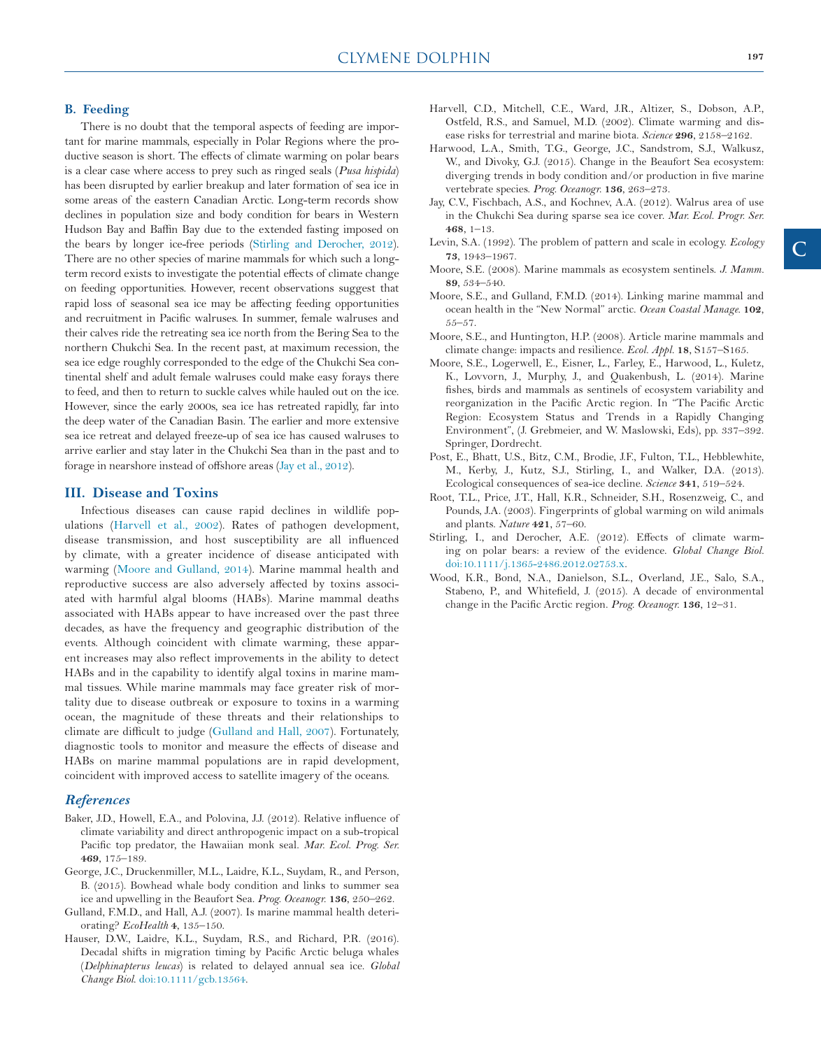## B. Feeding

There is no doubt that the temporal aspects of feeding are important for marine mammals, especially in Polar Regions where the productive season is short. The effects of climate warming on polar bears is a clear case where access to prey such as ringed seals (*Pusa hispida*) has been disrupted by earlier breakup and later formation of sea ice in some areas of the eastern Canadian Arctic. Long-term records show declines in population size and body condition for bears in Western Hudson Bay and Baffin Bay due to the extended fasting imposed on the bears by longer ice-free periods (Stirling and Derocher, 2012). There are no other species of marine mammals for which such a long-term record exists to investigate the potential effects of climate change on feeding opportunities. However, recent observations suggest that rapid loss of seasonal sea ice may be affecting feeding opportunities and recruitment in Pacific walruses. In summer, female walruses and their calves ride the retreating sea ice north from the Bering Sea to the northern Chukchi Sea. In the recent past, at maximum recession, the sea ice edge roughly corresponded to the edge of the Chukchi Sea continental shelf and adult female walruses could make easy forays there to feed, and then to return to suckle calves while hauled out on the ice. However, since the early 2000s, sea ice has retreated rapidly, far into the deep water of the Canadian Basin. The earlier and more extensive sea ice retreat and delayed freeze-up of sea ice has caused walruses to arrive earlier and stay later in the Chukchi Sea than in the past and to forage in nearshore instead of offshore areas (Jay et al., 2012).

## III. Disease and Toxins

Infectious diseases can cause rapid declines in wildlife populations (Harvell et al., 2002). Rates of pathogen development, disease transmission, and host susceptibility are all influenced by climate, with a greater incidence of disease anticipated with warming (Moore and Gulland, 2014). Marine mammal health and reproductive success are also adversely affected by toxins associated with harmful algal blooms (HABs). Marine mammal deaths associated with HABs appear to have increased over the past three decades, as have the frequency and geographic distribution of the events. Although coincident with climate warming, these apparent increases may also reflect improvements in the ability to detect HABs and in the capability to identify algal toxins in marine mammal tissues. While marine mammals may face greater risk of mortality due to disease outbreak or exposure to toxins in a warming ocean, the magnitude of these threats and their relationships to climate are difficult to judge (Gulland and Hall, 2007). Fortunately, diagnostic tools to monitor and measure the effects of disease and HABs on marine mammal populations are in rapid development, coincident with improved access to satellite imagery of the oceans.

### *References*

Baker, J.D., Howell, E.A., and Polovina, J.J. (2012). Relative influence of climate variability and direct anthropogenic impact on a sub-tropical Pacific top predator, the Hawaiian monk seal. *Mar. Ecol. Prog. Ser.* **469**, 175–189.

George, J.C., Druckenmiller, M.L., Laidre, K.L., Suydam, R., and Person, B. (2015). Bowhead whale body condition and links to summer sea ice and upwelling in the Beaufort Sea. *Prog. Oceanogr.* **136**, 250–262.

Gulland, F.M.D., and Hall, A.J. (2007). Is marine mammal health deteriorating? *EcoHealth* **4**, 135–150.

Hauser, D.W., Laidre, K.L., Suydam, R.S., and Richard, P.R. (2016). Decadal shifts in migration timing by Pacific Arctic beluga whales (*Delphinapterus leucas*) is related to delayed annual sea ice. *Global Change Biol.* doi:10.1111/gcb.13564.

Harvell, C.D., Mitchell, C.E., Ward, J.R., Altizer, S., Dobson, A.P., Ostfeld, R.S., and Samuel, M.D. (2002). Climate warming and disease risks for terrestrial and marine biota. *Science* **296**, 2158–2162.

Harwood, L.A., Smith, T.G., George, J.C., Sandstrom, S.J., Walkusz, W., and Divoky, G.J. (2015). Change in the Beaufort Sea ecosystem: diverging trends in body condition and/or production in five marine vertebrate species. *Prog. Oceanogr.* **136**, 263–273.

Jay, C.V., Fischbach, A.S., and Kochnev, A.A. (2012). Walrus area of use in the Chukchi Sea during sparse sea ice cover. *Mar. Ecol. Progr. Ser.* **468**, 1–13.

Levin, S.A. (1992). The problem of pattern and scale in ecology. *Ecology* **73**, 1943–1967.

Moore, S.E. (2008). Marine mammals as ecosystem sentinels. *J. Mamm.* **89**, 534–540.

Moore, S.E., and Gulland, F.M.D. (2014). Linking marine mammal and ocean health in the "New Normal" arctic. *Ocean Coastal Manage.* **102**, 55–57.

Moore, S.E., and Huntington, H.P. (2008). Article marine mammals and climate change: impacts and resilience. *Ecol. Appl.* **18**, S157–S165.

Moore, S.E., Logerwell, E., Eisner, L., Farley, E., Harwood, L., Kuletz, K., Lovvorn, J., Murphy, J., and Quakenbush, L. (2014). Marine fishes, birds and mammals as sentinels of ecosystem variability and reorganization in the Pacific Arctic region. In "The Pacific Arctic Region: Ecosystem Status and Trends in a Rapidly Changing Environment", (J. Grebmeier, and W. Maslowski, Eds), pp. 337–392. Springer, Dordrecht.

Post, E., Bhatt, U.S., Bitz, C.M., Brodie, J.F., Fulton, T.L., Hebblewhite, M., Kerby, J., Kutz, S.J., Stirling, I., and Walker, D.A. (2013). Ecological consequences of sea-ice decline. *Science* **341**, 519–524.

Root, T.L., Price, J.T., Hall, K.R., Schneider, S.H., Rosenzweig, C., and Pounds, J.A. (2003). Fingerprints of global warming on wild animals and plants. *Nature* **421**, 57–60.

Stirling, I., and Derocher, A.E. (2012). Effects of climate warming on polar bears: a review of the evidence. *Global Change Biol.* doi:10.1111/j.1365-2486.2012.02753.x.

Wood, K.R., Bond, N.A., Danielson, S.L., Overland, J.E., Salo, S.A., Stabeno, P., and Whitefield, J. (2015). A decade of environmental change in the Pacific Arctic region. *Prog. Oceanogr.* **136**, 12–31.